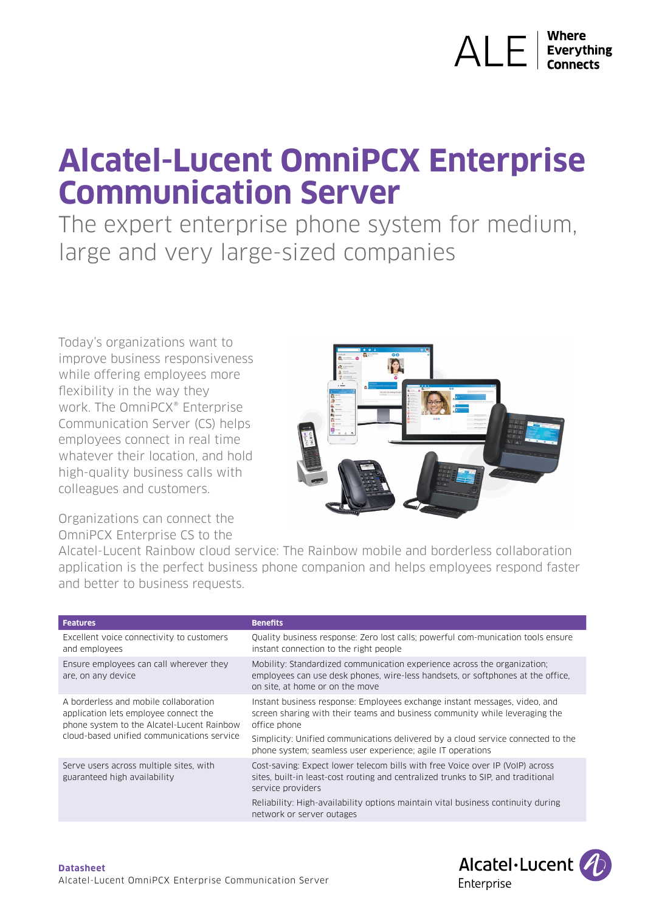# Alcatel-Lucent OmniPCX Enterprise Communication Server

The expert enterprise phone system for medium, large and very large-sized companies

Today's organizations want to improve business responsiveness while offering employees more flexibility in the way they work. The OmniPCX® Enterprise Communication Server (CS) helps employees connect in real time whatever their location, and hold high-quality business calls with colleagues and customers.

Organizations can connect the OmniPCX Enterprise CS to the Alcatel-Lucent Rainbow cloud service: The Rainbow mobile and borderless collaboration application is the perfect business phone companion and helps employees respond faster and better to business requests.

| Features | Benefits |
|---|---|
| Excellent voice connectivity to customers and employees | Quality business response: Zero lost calls; powerful com-munication tools ensure instant connection to the right people |
| Ensure employees can call wherever they are, on any device | Mobility: Standardized communication experience across the organization; employees can use desk phones, wire-less handsets, or softphones at the office, on site, at home or on the move |
| A borderless and mobile collaboration application lets employee connect the phone system to the Alcatel-Lucent Rainbow cloud-based unified communications service | Instant business response: Employees exchange instant messages, video, and screen sharing with their teams and business community while leveraging the office phone<br>Simplicity: Unified communications delivered by a cloud service connected to the phone system; seamless user experience; agile IT operations |
| Serve users across multiple sites, with guaranteed high availability | Cost-saving: Expect lower telecom bills with free Voice over IP (VoIP) across sites, built-in least-cost routing and centralized trunks to SIP, and traditional service providers<br>Reliability: High-availability options maintain vital business continuity during network or server outages |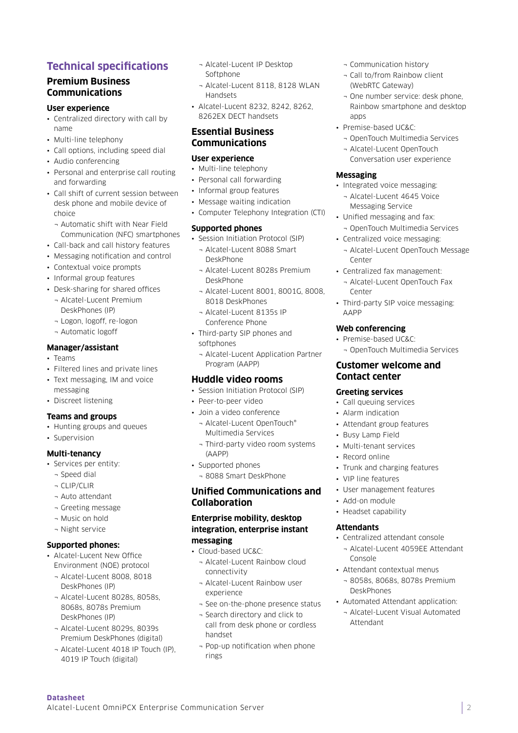## Technical specifications

### Premium Business Communications

#### User experience

- Centralized directory with call by name
- Multi-line telephony
- Call options, including speed dial
- Audio conferencing
- Personal and enterprise call routing and forwarding
- Call shift of current session between desk phone and mobile device of choice
  - ¬ Automatic shift with Near Field Communication (NFC) smartphones
- Call-back and call history features
- Messaging notification and control
- Contextual voice prompts
- Informal group features
- Desk-sharing for shared offices
  - ¬ Alcatel-Lucent Premium DeskPhones (IP)
  - ¬ Logon, logoff, re-logon
  - ¬ Automatic logoff

#### Manager/assistant

- Teams
- Filtered lines and private lines
- Text messaging, IM and voice messaging
- Discreet listening

#### Teams and groups

- Hunting groups and queues
- Supervision

#### Multi-tenancy

- Services per entity:
  - ¬ Speed dial
  - ¬ CLIP/CLIR
  - ¬ Auto attendant
  - ¬ Greeting message
  - ¬ Music on hold
  - ¬ Night service

#### Supported phones:

- Alcatel-Lucent New Office Environment (NOE) protocol
  - ¬ Alcatel-Lucent 8008, 8018 DeskPhones (IP)
  - ¬ Alcatel-Lucent 8028s, 8058s, 8068s, 8078s Premium DeskPhones (IP)
  - ¬ Alcatel-Lucent 8029s, 8039s Premium DeskPhones (digital)
  - ¬ Alcatel-Lucent 4018 IP Touch (IP), 4019 IP Touch (digital)
  - ¬ Alcatel-Lucent IP Desktop Softphone
  - ¬ Alcatel-Lucent 8118, 8128 WLAN Handsets
- Alcatel-Lucent 8232, 8242, 8262, 8262EX DECT handsets

### Essential Business Communications

#### User experience

- Multi-line telephony
- Personal call forwarding
- Informal group features
- Message waiting indication
- Computer Telephony Integration (CTI)

#### Supported phones

- Session Initiation Protocol (SIP)
  - ¬ Alcatel-Lucent 8088 Smart DeskPhone
  - ¬ Alcatel-Lucent 8028s Premium DeskPhone
  - ¬ Alcatel-Lucent 8001, 8001G, 8008, 8018 DeskPhones
  - ¬ Alcatel-Lucent 8135s IP Conference Phone
- Third-party SIP phones and softphones
  - ¬ Alcatel-Lucent Application Partner Program (AAPP)

### Huddle video rooms

- Session Initiation Protocol (SIP)
- Peer-to-peer video
- Join a video conference
  - ¬ Alcatel-Lucent OpenTouch® Multimedia Services
  - ¬ Third-party video room systems (AAPP)
- Supported phones
  - ¬ 8088 Smart DeskPhone

### Unified Communications and Collaboration

#### Enterprise mobility, desktop integration, enterprise instant messaging

- Cloud-based UC&C:
  - ¬ Alcatel-Lucent Rainbow cloud connectivity
  - ¬ Alcatel-Lucent Rainbow user experience
  - ¬ See on-the-phone presence status
  - ¬ Search directory and click to call from desk phone or cordless handset
  - ¬ Pop-up notification when phone rings
  - ¬ Communication history
  - ¬ Call to/from Rainbow client (WebRTC Gateway)
  - ¬ One number service: desk phone, Rainbow smartphone and desktop apps
- Premise-based UC&C:
  - ¬ OpenTouch Multimedia Services
  - ¬ Alcatel-Lucent OpenTouch Conversation user experience

#### Messaging

- Integrated voice messaging:
  - ¬ Alcatel-Lucent 4645 Voice Messaging Service
- Unified messaging and fax:
  - ¬ OpenTouch Multimedia Services
- Centralized voice messaging:
  - ¬ Alcatel-Lucent OpenTouch Message Center
- Centralized fax management:
  - ¬ Alcatel-Lucent OpenTouch Fax Center
- Third-party SIP voice messaging: AAPP

#### Web conferencing

- Premise-based UC&C:
  - ¬ OpenTouch Multimedia Services

### Customer welcome and Contact center

#### Greeting services

- Call queuing services
- Alarm indication
- Attendant group features
- Busy Lamp Field
- Multi-tenant services
- Record online
- Trunk and charging features
- VIP line features
- User management features
- Add-on module
- Headset capability

#### Attendants

- Centralized attendant console
  - ¬ Alcatel-Lucent 4059EE Attendant Console
- Attendant contextual menus
  - ¬ 8058s, 8068s, 8078s Premium DeskPhones
- Automated Attendant application:
  - ¬ Alcatel-Lucent Visual Automated Attendant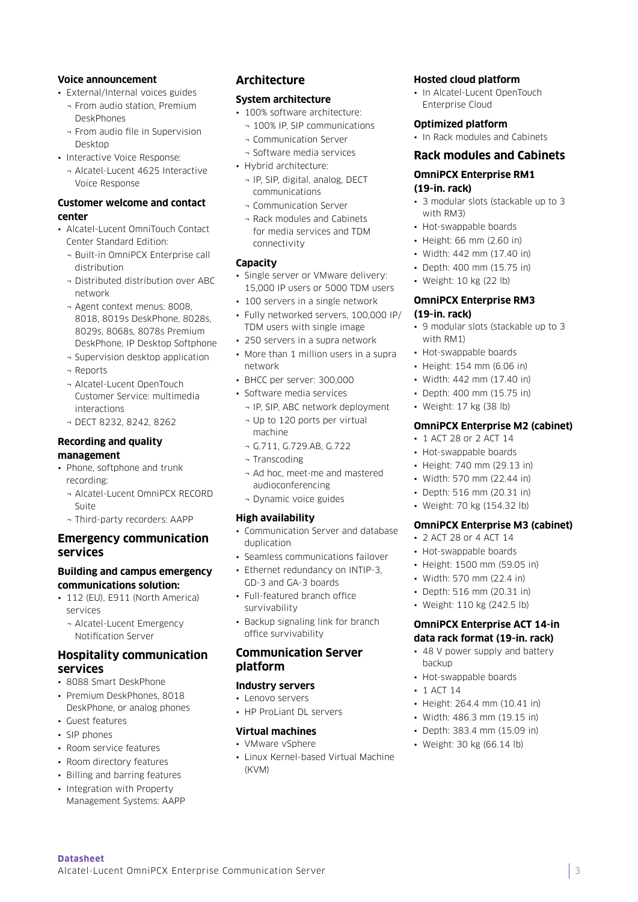### Voice announcement

- External/Internal voices guides
  - From audio station, Premium DeskPhones
  - From audio file in Supervision Desktop
- Interactive Voice Response:
  - Alcatel-Lucent 4625 Interactive Voice Response

### Customer welcome and contact center

- Alcatel-Lucent OmniTouch Contact Center Standard Edition:
  - Built-in OmniPCX Enterprise call distribution
  - Distributed distribution over ABC network
  - Agent context menus: 8008, 8018, 8019s DeskPhone, 8028s, 8029s, 8068s, 8078s Premium DeskPhone, IP Desktop Softphone
  - Supervision desktop application
  - Reports
  - Alcatel-Lucent OpenTouch Customer Service: multimedia interactions
  - DECT 8232, 8242, 8262

### Recording and quality management

- Phone, softphone and trunk recording:
  - Alcatel-Lucent OmniPCX RECORD Suite
  - Third-party recorders: AAPP

## Emergency communication services

### Building and campus emergency communications solution:

- 112 (EU), E911 (North America) services
  - Alcatel-Lucent Emergency Notification Server

## Hospitality communication services

- 8088 Smart DeskPhone
- Premium DeskPhones, 8018 DeskPhone, or analog phones
- Guest features
- SIP phones
- Room service features
- Room directory features
- Billing and barring features
- Integration with Property Management Systems: AAPP

## Architecture

### System architecture

- 100% software architecture:
  - 100% IP, SIP communications
  - Communication Server
  - Software media services
- Hybrid architecture:
  - IP, SIP, digital, analog, DECT communications
  - Communication Server
  - Rack modules and Cabinets for media services and TDM connectivity

### Capacity

- Single server or VMware delivery: 15,000 IP users or 5000 TDM users
- 100 servers in a single network
- Fully networked servers, 100,000 IP/TDM users with single image
- 250 servers in a supra network
- More than 1 million users in a supra network
- BHCC per server: 300,000
- Software media services
  - IP, SIP, ABC network deployment
  - Up to 120 ports per virtual machine
  - G.711, G.729.AB, G.722
  - Transcoding
  - Ad hoc, meet-me and mastered audioconferencing
  - Dynamic voice guides

### High availability

- Communication Server and database duplication
- Seamless communications failover
- Ethernet redundancy on INTIP-3, GD-3 and GA-3 boards
- Full-featured branch office survivability
- Backup signaling link for branch office survivability

## Communication Server platform

### Industry servers

- Lenovo servers
- HP ProLiant DL servers

### Virtual machines

- VMware vSphere
- Linux Kernel-based Virtual Machine (KVM)

### Hosted cloud platform

- In Alcatel-Lucent OpenTouch Enterprise Cloud

### Optimized platform

- In Rack modules and Cabinets

## Rack modules and Cabinets

### OmniPCX Enterprise RM1 (19-in. rack)

- 3 modular slots (stackable up to 3 with RM3)
- Hot-swappable boards
- Height: 66 mm (2.60 in)
- Width: 442 mm (17.40 in)
- Depth: 400 mm (15.75 in)
- Weight: 10 kg (22 lb)

### OmniPCX Enterprise RM3 (19-in. rack)

- 9 modular slots (stackable up to 3 with RM1)
- Hot-swappable boards
- Height: 154 mm (6.06 in)
- Width: 442 mm (17.40 in)
- Depth: 400 mm (15.75 in)
- Weight: 17 kg (38 lb)

### OmniPCX Enterprise M2 (cabinet)

- 1 ACT 28 or 2 ACT 14
- Hot-swappable boards
- Height: 740 mm (29.13 in)
- Width: 570 mm (22.44 in)
- Depth: 516 mm (20.31 in)
- Weight: 70 kg (154.32 lb)

### OmniPCX Enterprise M3 (cabinet)

- 2 ACT 28 or 4 ACT 14
- Hot-swappable boards
- Height: 1500 mm (59.05 in)
- Width: 570 mm (22.4 in)
- Depth: 516 mm (20.31 in)
- Weight: 110 kg (242.5 lb)

### OmniPCX Enterprise ACT 14-in data rack format (19-in. rack)

- 48 V power supply and battery backup
- Hot-swappable boards
- 1 ACT 14
- Height: 264.4 mm (10.41 in)
- Width: 486.3 mm (19.15 in)
- Depth: 383.4 mm (15.09 in)
- Weight: 30 kg (66.14 lb)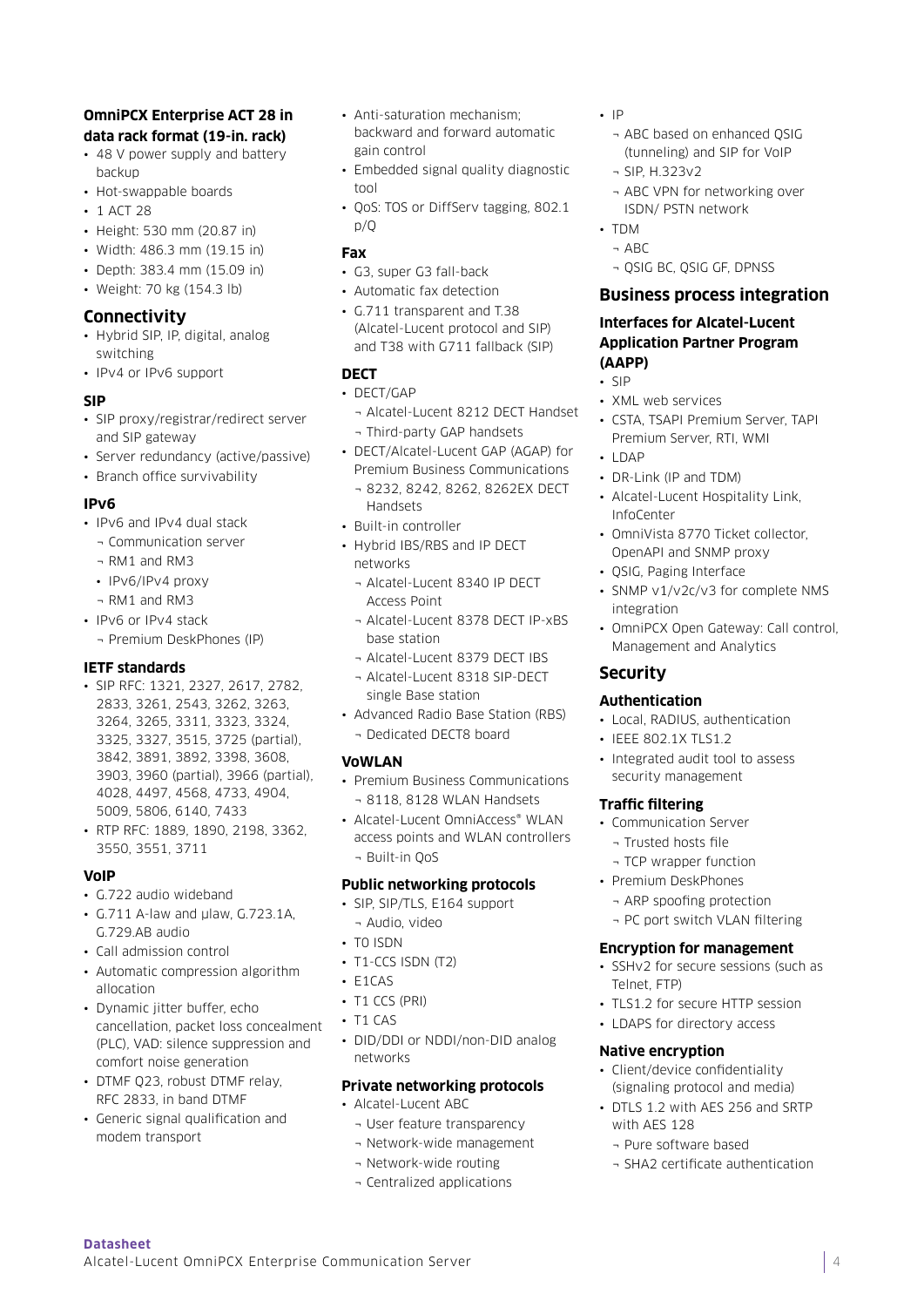### OmniPCX Enterprise ACT 28 in data rack format (19-in. rack)

- 48 V power supply and battery backup
- Hot-swappable boards
- 1 ACT 28
- Height: 530 mm (20.87 in)
- Width: 486.3 mm (19.15 in)
- Depth: 383.4 mm (15.09 in)
- Weight: 70 kg (154.3 lb)

## Connectivity

- Hybrid SIP, IP, digital, analog switching
- IPv4 or IPv6 support

### SIP

- SIP proxy/registrar/redirect server and SIP gateway
- Server redundancy (active/passive)
- Branch office survivability

### IPv6

- IPv6 and IPv4 dual stack
  - ¬ Communication server
  - ¬ RM1 and RM3
  - IPv6/IPv4 proxy
  - ¬ RM1 and RM3
- IPv6 or IPv4 stack
  - ¬ Premium DeskPhones (IP)

### IETF standards

- SIP RFC: 1321, 2327, 2617, 2782, 2833, 3261, 2543, 3262, 3263, 3264, 3265, 3311, 3323, 3324, 3325, 3327, 3515, 3725 (partial), 3842, 3891, 3892, 3398, 3608, 3903, 3960 (partial), 3966 (partial), 4028, 4497, 4568, 4733, 4904, 5009, 5806, 6140, 7433
- RTP RFC: 1889, 1890, 2198, 3362, 3550, 3551, 3711

### VoIP

- G.722 audio wideband
- G.711 A-law and μlaw, G.723.1A, G.729.AB audio
- Call admission control
- Automatic compression algorithm allocation
- Dynamic jitter buffer, echo cancellation, packet loss concealment (PLC), VAD: silence suppression and comfort noise generation
- DTMF Q23, robust DTMF relay, RFC 2833, in band DTMF
- Generic signal qualification and modem transport
- Anti-saturation mechanism; backward and forward automatic gain control
- Embedded signal quality diagnostic tool
- QoS: TOS or DiffServ tagging, 802.1 p/Q

### Fax

- G3, super G3 fall-back
- Automatic fax detection
- G.711 transparent and T.38 (Alcatel-Lucent protocol and SIP) and T38 with G711 fallback (SIP)

### DECT

- DECT/GAP
  - ¬ Alcatel-Lucent 8212 DECT Handset
  - ¬ Third-party GAP handsets
- DECT/Alcatel-Lucent GAP (AGAP) for Premium Business Communications
  - ¬ 8232, 8242, 8262, 8262EX DECT Handsets
- Built-in controller
- Hybrid IBS/RBS and IP DECT networks
  - ¬ Alcatel-Lucent 8340 IP DECT Access Point
  - ¬ Alcatel-Lucent 8378 DECT IP-xBS base station
  - ¬ Alcatel-Lucent 8379 DECT IBS
  - ¬ Alcatel-Lucent 8318 SIP-DECT single Base station
- Advanced Radio Base Station (RBS)
  - ¬ Dedicated DECT8 board

### VoWLAN

- Premium Business Communications
  - ¬ 8118, 8128 WLAN Handsets
- Alcatel-Lucent OmniAccess® WLAN access points and WLAN controllers
  - ¬ Built-in QoS

### Public networking protocols

- SIP, SIP/TLS, E164 support
  - ¬ Audio, video
- T0 ISDN
- T1-CCS ISDN (T2)
- E1CAS
- T1 CCS (PRI)
- T1 CAS
- DID/DDI or NDDI/non-DID analog networks

### Private networking protocols

- Alcatel-Lucent ABC
  - ¬ User feature transparency
  - ¬ Network-wide management
  - ¬ Network-wide routing
  - ¬ Centralized applications
- IP
  - ¬ ABC based on enhanced QSIG (tunneling) and SIP for VoIP
  - ¬ SIP, H.323v2
  - ¬ ABC VPN for networking over ISDN/ PSTN network
- TDM
  - ¬ ABC
  - ¬ QSIG BC, QSIG GF, DPNSS

## Business process integration

### Interfaces for Alcatel-Lucent Application Partner Program (AAPP)

- SIP
- XML web services
- CSTA, TSAPI Premium Server, TAPI Premium Server, RTI, WMI
- LDAP
- DR-Link (IP and TDM)
- Alcatel-Lucent Hospitality Link, InfoCenter
- OmniVista 8770 Ticket collector, OpenAPI and SNMP proxy
- QSIG, Paging Interface
- SNMP v1/v2c/v3 for complete NMS integration
- OmniPCX Open Gateway: Call control, Management and Analytics

## Security

### Authentication

- Local, RADIUS, authentication
- IEEE 802.1X TLS1.2
- Integrated audit tool to assess security management

### Traffic filtering

- Communication Server
  - ¬ Trusted hosts file
  - ¬ TCP wrapper function
- Premium DeskPhones
  - ¬ ARP spoofing protection
  - ¬ PC port switch VLAN filtering

### Encryption for management

- SSHv2 for secure sessions (such as Telnet, FTP)
- TLS1.2 for secure HTTP session
- LDAPS for directory access

### Native encryption

- Client/device confidentiality (signaling protocol and media)
- DTLS 1.2 with AES 256 and SRTP with AES 128
  - ¬ Pure software based
  - ¬ SHA2 certificate authentication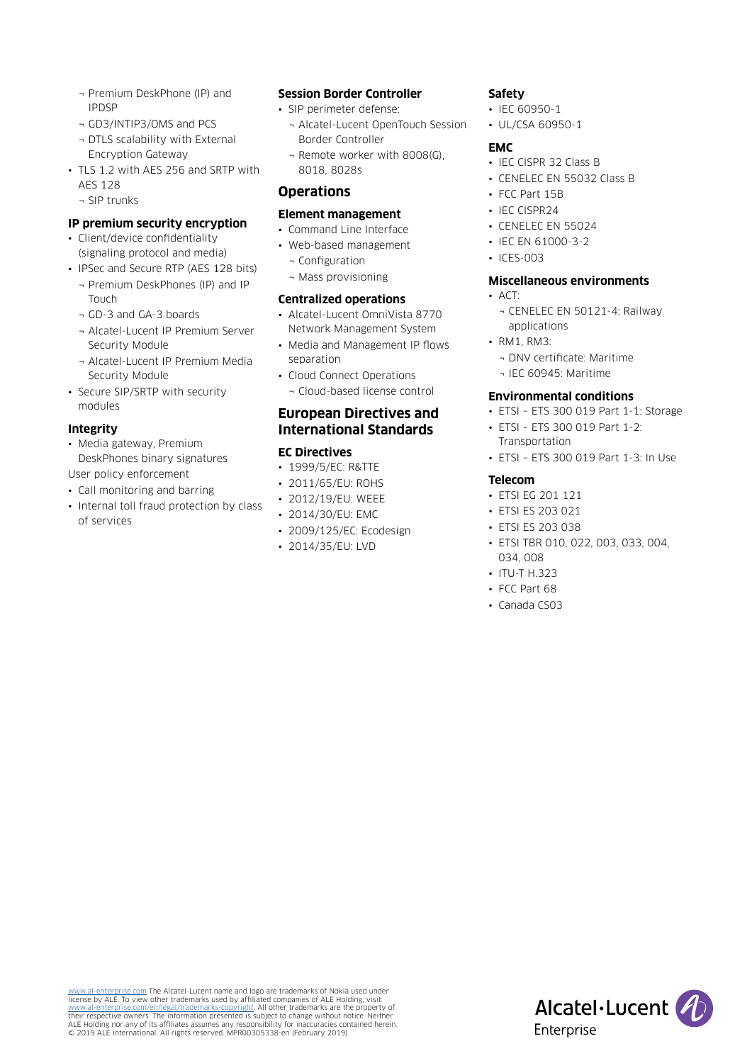- Premium DeskPhone (IP) and IPDSP
  - GD3/INTIP3/OMS and PCS
  - DTLS scalability with External Encryption Gateway
- TLS 1.2 with AES 256 and SRTP with AES 128
  - SIP trunks

### IP premium security encryption

- Client/device confidentiality (signaling protocol and media)
- IPSec and Secure RTP (AES 128 bits)
  - Premium DeskPhones (IP) and IP Touch
  - GD-3 and GA-3 boards
  - Alcatel-Lucent IP Premium Server Security Module
  - Alcatel-Lucent IP Premium Media Security Module
- Secure SIP/SRTP with security modules

### Integrity

- Media gateway, Premium DeskPhones binary signatures

User policy enforcement

- Call monitoring and barring
- Internal toll fraud protection by class of services

### Session Border Controller

- SIP perimeter defense:
  - Alcatel-Lucent OpenTouch Session Border Controller
  - Remote worker with 8008(G), 8018, 8028s

## Operations

### Element management

- Command Line Interface
- Web-based management
  - Configuration
  - Mass provisioning

### Centralized operations

- Alcatel-Lucent OmniVista 8770 Network Management System
- Media and Management IP flows separation
- Cloud Connect Operations
  - Cloud-based license control

## European Directives and International Standards

### EC Directives

- 1999/5/EC: R&TTE
- 2011/65/EU: ROHS
- 2012/19/EU: WEEE
- 2014/30/EU: EMC
- 2009/125/EC: Ecodesign
- 2014/35/EU: LVD

### Safety

- IEC 60950-1
- UL/CSA 60950-1

### EMC

- IEC CISPR 32 Class B
- CENELEC EN 55032 Class B
- FCC Part 15B
- IEC CISPR24
- CENELEC EN 55024
- IEC EN 61000-3-2
- ICES-003

### Miscellaneous environments

- ACT:
  - CENELEC EN 50121-4: Railway applications
- RM1, RM3:
  - DNV certificate: Maritime
  - IEC 60945: Maritime

### Environmental conditions

- ETSI – ETS 300 019 Part 1-1: Storage
- ETSI – ETS 300 019 Part 1-2: Transportation
- ETSI – ETS 300 019 Part 1-3: In Use

### Telecom

- ETSI EG 201 121
- ETSI ES 203 021
- ETSI ES 203 038
- ETSI TBR 010, 022, 003, 033, 004, 034, 008
- ITU-T H.323
- FCC Part 68
- Canada CS03

www.al-enterprise.com The Alcatel-Lucent name and logo are trademarks of Nokia used under license by ALE. To view other trademarks used by affiliated companies of ALE Holding, visit: www.al-enterprise.com/en/legal/trademarks-copyright. All other trademarks are the property of their respective owners. The information presented is subject to change without notice. Neither ALE Holding nor any of its affiliates assumes any responsibility for inaccuracies contained herein. © 2019 ALE International. All rights reserved. MPR00305338-en (February 2019)

Alcatel·Lucent Enterprise